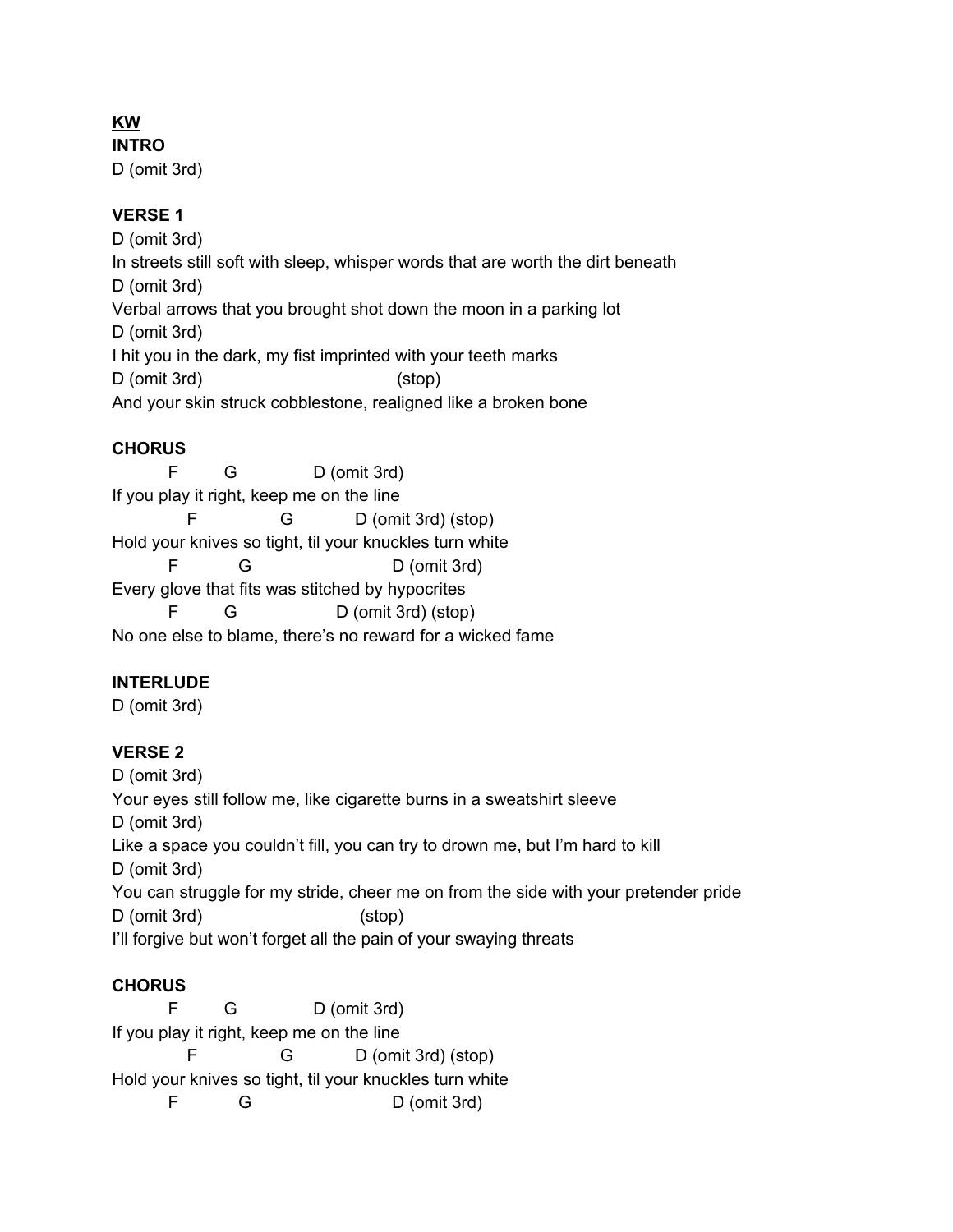**KW**

**INTRO**
D (omit 3rd)

**VERSE 1**

```
D (omit 3rd)
In streets still soft with sleep, whisper words that are worth the dirt beneath
D (omit 3rd)
Verbal arrows that you brought shot down the moon in a parking lot
D (omit 3rd)
I hit you in the dark, my fist imprinted with your teeth marks
D (omit 3rd)                          (stop)
And your skin struck cobblestone, realigned like a broken bone
```

**CHORUS**

```
      F      G          D (omit 3rd)
If you play it right, keep me on the line
         F          G        D (omit 3rd) (stop)
Hold your knives so tight, til your knuckles turn white
      F       G                 D (omit 3rd)
Every glove that fits was stitched by hypocrites
      F      G             D (omit 3rd) (stop)
No one else to blame, there's no reward for a wicked fame
```

**INTERLUDE**
D (omit 3rd)

**VERSE 2**

```
D (omit 3rd)
Your eyes still follow me, like cigarette burns in a sweatshirt sleeve
D (omit 3rd)
Like a space you couldn't fill, you can try to drown me, but I'm hard to kill
D (omit 3rd)
You can struggle for my stride, cheer me on from the side with your pretender pride
D (omit 3rd)                     (stop)
I'll forgive but won't forget all the pain of your swaying threats
```

**CHORUS**

```
      F      G          D (omit 3rd)
If you play it right, keep me on the line
         F          G        D (omit 3rd) (stop)
Hold your knives so tight, til your knuckles turn white
      F       G                 D (omit 3rd)
```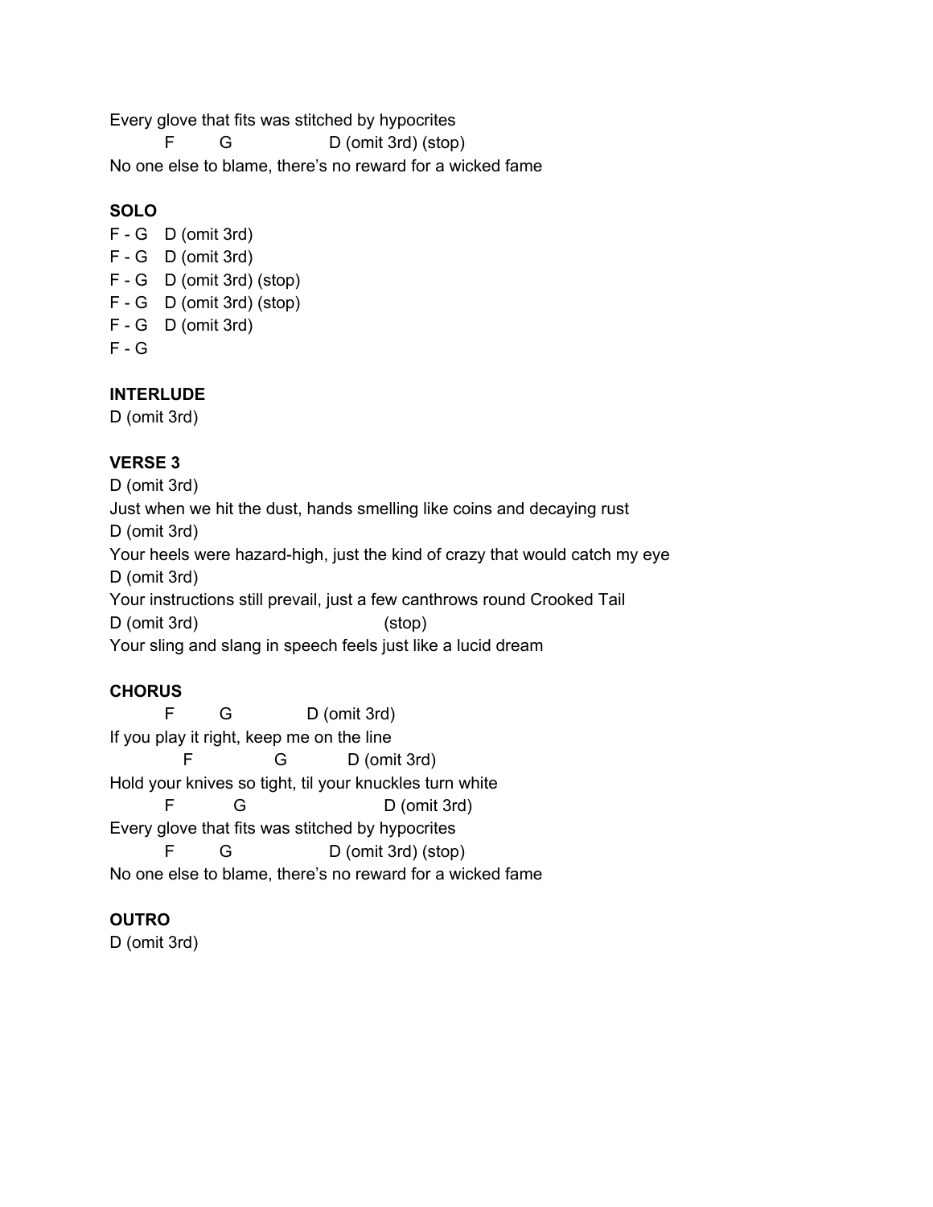```
Every glove that fits was stitched by hypocrites
           F          G                    D (omit 3rd) (stop)
No one else to blame, there's no reward for a wicked fame
```

**SOLO**

```
F - G    D (omit 3rd)
F - G    D (omit 3rd)
F - G    D (omit 3rd) (stop)
F - G    D (omit 3rd) (stop)
F - G    D (omit 3rd)
F - G
```

**INTERLUDE**

```
D (omit 3rd)
```

**VERSE 3**

```
D (omit 3rd)
Just when we hit the dust, hands smelling like coins and decaying rust
D (omit 3rd)
Your heels were hazard-high, just the kind of crazy that would catch my eye
D (omit 3rd)
Your instructions still prevail, just a few canthrows round Crooked Tail
D (omit 3rd)                                  (stop)
Your sling and slang in speech feels just like a lucid dream
```

**CHORUS**

```
           F          G                D (omit 3rd)
If you play it right, keep me on the line
              F                G            D (omit 3rd)
Hold your knives so tight, til your knuckles turn white
           F            G                            D (omit 3rd)
Every glove that fits was stitched by hypocrites
           F          G                    D (omit 3rd) (stop)
No one else to blame, there's no reward for a wicked fame
```

**OUTRO**

```
D (omit 3rd)
```